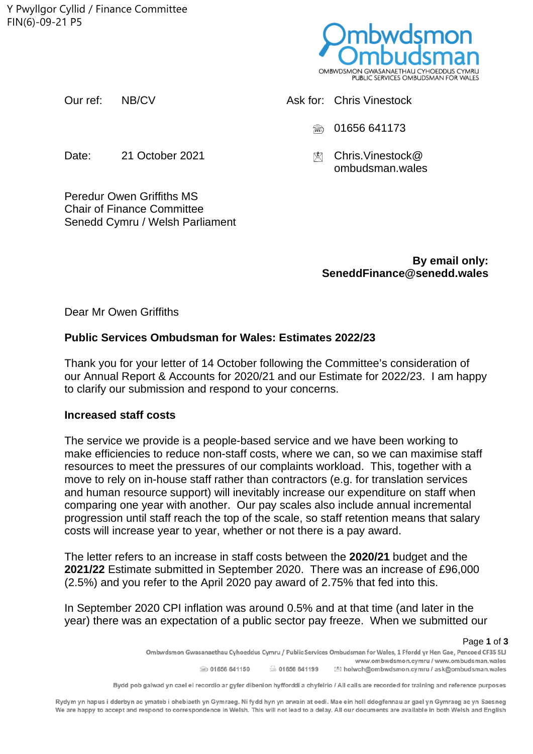Y Pwyllgor Cyllid / Finance Committee
FIN(6)-09-21 P5

Ombwdsmon Ombudsman
OMBWDSMON GWASANAETHAU CYHOEDDUS CYMRU
PUBLIC SERVICES OMBUDSMAN FOR WALES

Our ref: NB/CV

Ask for: Chris Vinestock

01656 641173

Date: 21 October 2021

Chris.Vinestock@ombudsman.wales

Peredur Owen Griffiths MS
Chair of Finance Committee
Senedd Cymru / Welsh Parliament

**By email only: SeneddFinance@senedd.wales**

Dear Mr Owen Griffiths

**Public Services Ombudsman for Wales: Estimates 2022/23**

Thank you for your letter of 14 October following the Committee's consideration of our Annual Report & Accounts for 2020/21 and our Estimate for 2022/23. I am happy to clarify our submission and respond to your concerns.

**Increased staff costs**

The service we provide is a people-based service and we have been working to make efficiencies to reduce non-staff costs, where we can, so we can maximise staff resources to meet the pressures of our complaints workload. This, together with a move to rely on in-house staff rather than contractors (e.g. for translation services and human resource support) will inevitably increase our expenditure on staff when comparing one year with another. Our pay scales also include annual incremental progression until staff reach the top of the scale, so staff retention means that salary costs will increase year to year, whether or not there is a pay award.

The letter refers to an increase in staff costs between the **2020/21** budget and the **2021/22** Estimate submitted in September 2020. There was an increase of £96,000 (2.5%) and you refer to the April 2020 pay award of 2.75% that fed into this.

In September 2020 CPI inflation was around 0.5% and at that time (and later in the year) there was an expectation of a public sector pay freeze. When we submitted our

Ombwdsmon Gwasanaethau Cyhoeddus Cymru / Public Services Ombudsman for Wales, 1 Ffordd yr Hen Gae, Pencoed CF35 5LJ
www.ombwdsmon.cymru / www.ombudsman.wales
01656 641150 01656 641199 holwch@ombwdsmon.cymru / ask@ombudsman.wales

Bydd pob galwad yn cael ei recordio ar gyfer dibenion hyfforddi a chyfeirio / All calls are recorded for training and reference purposes

Rydym yn hapus i dderbyn ac ymateb i ohebiaeth yn Gymraeg. Ni fydd hyn yn arwain at oedi. Mae ein holl ddogfennau ar gael yn Gymraeg ac yn Saesneg
We are happy to accept and respond to correspondence in Welsh. This will not lead to a delay. All our documents are available in both Welsh and English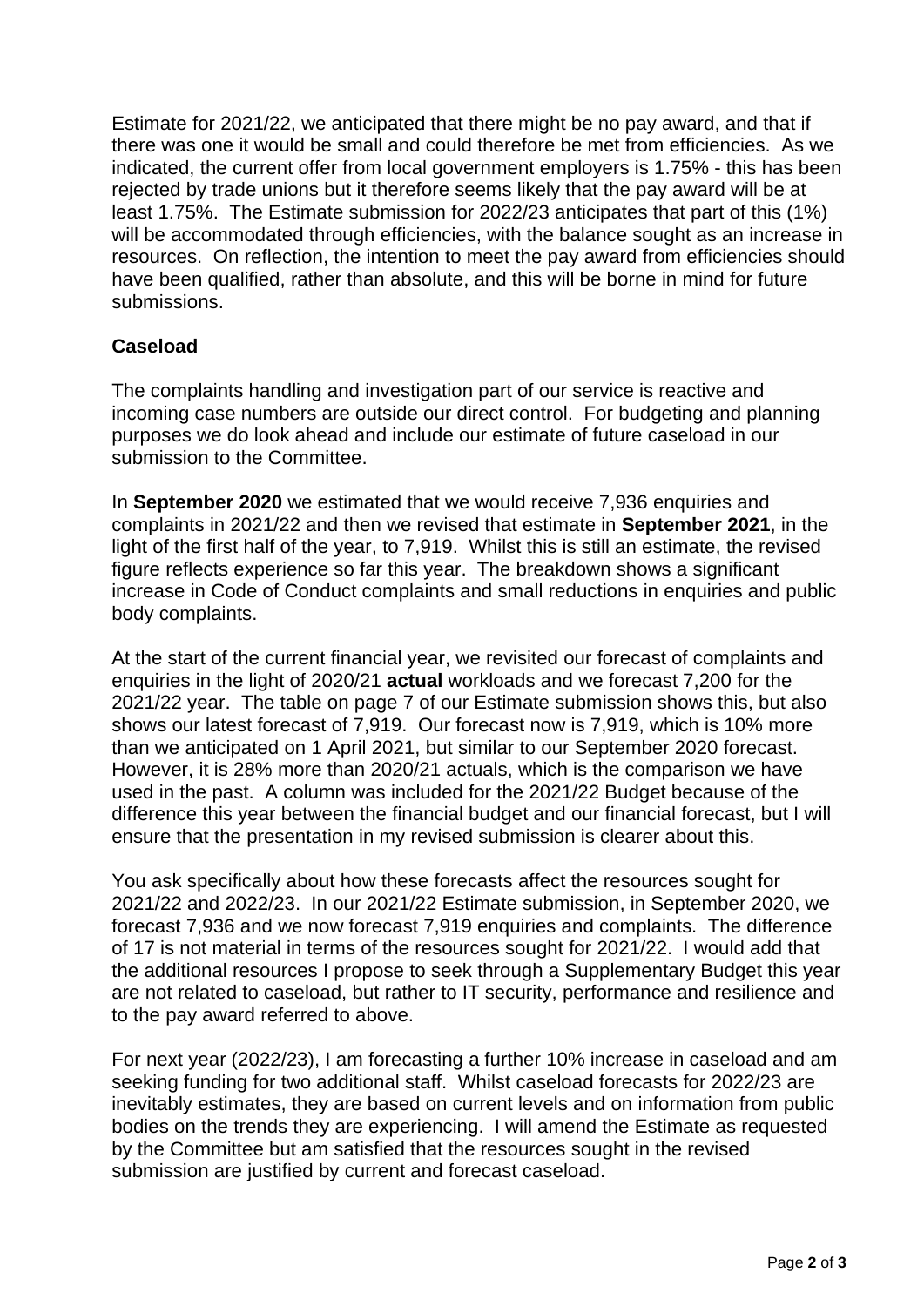Estimate for 2021/22, we anticipated that there might be no pay award, and that if there was one it would be small and could therefore be met from efficiencies. As we indicated, the current offer from local government employers is 1.75% - this has been rejected by trade unions but it therefore seems likely that the pay award will be at least 1.75%. The Estimate submission for 2022/23 anticipates that part of this (1%) will be accommodated through efficiencies, with the balance sought as an increase in resources. On reflection, the intention to meet the pay award from efficiencies should have been qualified, rather than absolute, and this will be borne in mind for future submissions.

**Caseload**

The complaints handling and investigation part of our service is reactive and incoming case numbers are outside our direct control. For budgeting and planning purposes we do look ahead and include our estimate of future caseload in our submission to the Committee.

In **September 2020** we estimated that we would receive 7,936 enquiries and complaints in 2021/22 and then we revised that estimate in **September 2021**, in the light of the first half of the year, to 7,919. Whilst this is still an estimate, the revised figure reflects experience so far this year. The breakdown shows a significant increase in Code of Conduct complaints and small reductions in enquiries and public body complaints.

At the start of the current financial year, we revisited our forecast of complaints and enquiries in the light of 2020/21 **actual** workloads and we forecast 7,200 for the 2021/22 year. The table on page 7 of our Estimate submission shows this, but also shows our latest forecast of 7,919. Our forecast now is 7,919, which is 10% more than we anticipated on 1 April 2021, but similar to our September 2020 forecast. However, it is 28% more than 2020/21 actuals, which is the comparison we have used in the past. A column was included for the 2021/22 Budget because of the difference this year between the financial budget and our financial forecast, but I will ensure that the presentation in my revised submission is clearer about this.

You ask specifically about how these forecasts affect the resources sought for 2021/22 and 2022/23. In our 2021/22 Estimate submission, in September 2020, we forecast 7,936 and we now forecast 7,919 enquiries and complaints. The difference of 17 is not material in terms of the resources sought for 2021/22. I would add that the additional resources I propose to seek through a Supplementary Budget this year are not related to caseload, but rather to IT security, performance and resilience and to the pay award referred to above.

For next year (2022/23), I am forecasting a further 10% increase in caseload and am seeking funding for two additional staff. Whilst caseload forecasts for 2022/23 are inevitably estimates, they are based on current levels and on information from public bodies on the trends they are experiencing. I will amend the Estimate as requested by the Committee but am satisfied that the resources sought in the revised submission are justified by current and forecast caseload.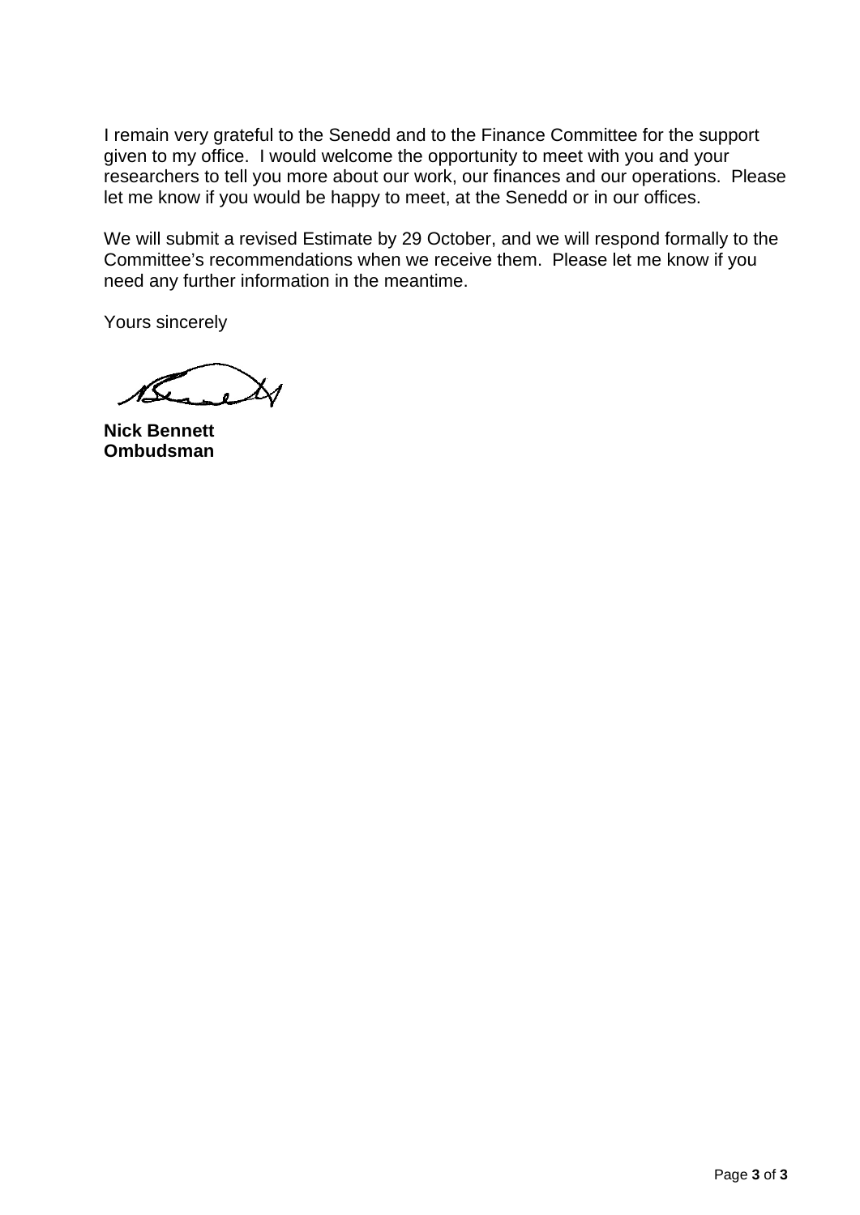I remain very grateful to the Senedd and to the Finance Committee for the support given to my office. I would welcome the opportunity to meet with you and your researchers to tell you more about our work, our finances and our operations. Please let me know if you would be happy to meet, at the Senedd or in our offices.

We will submit a revised Estimate by 29 October, and we will respond formally to the Committee's recommendations when we receive them. Please let me know if you need any further information in the meantime.

Yours sincerely

**Nick Bennett**
**Ombudsman**